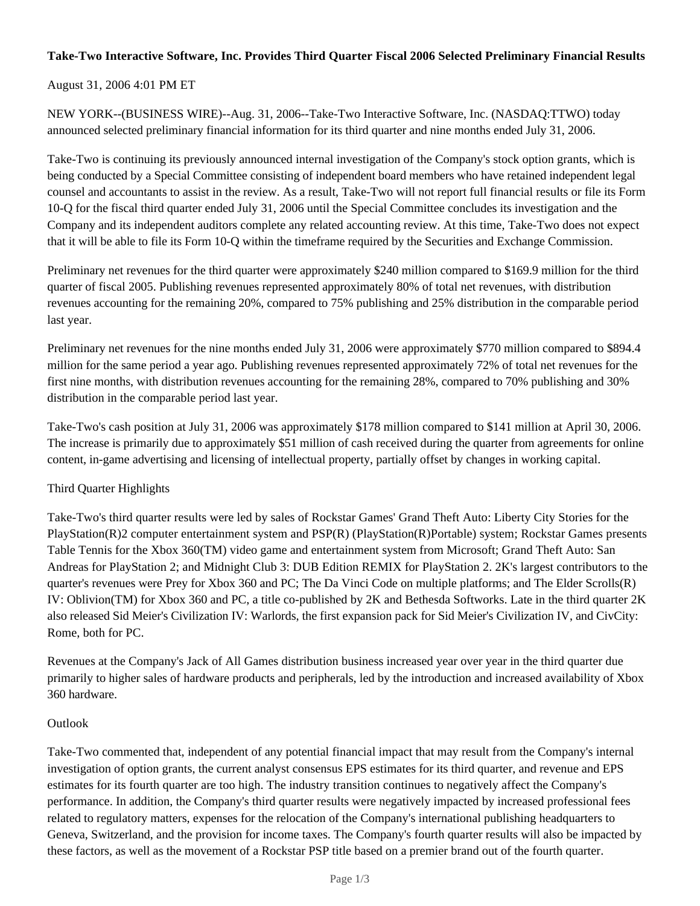**Take-Two Interactive Software, Inc. Provides Third Quarter Fiscal 2006 Selected Preliminary Financial Results**

August 31, 2006 4:01 PM ET

NEW YORK--(BUSINESS WIRE)--Aug. 31, 2006--Take-Two Interactive Software, Inc. (NASDAQ:TTWO) today announced selected preliminary financial information for its third quarter and nine months ended July 31, 2006.

Take-Two is continuing its previously announced internal investigation of the Company's stock option grants, which is being conducted by a Special Committee consisting of independent board members who have retained independent legal counsel and accountants to assist in the review. As a result, Take-Two will not report full financial results or file its Form 10-Q for the fiscal third quarter ended July 31, 2006 until the Special Committee concludes its investigation and the Company and its independent auditors complete any related accounting review. At this time, Take-Two does not expect that it will be able to file its Form 10-Q within the timeframe required by the Securities and Exchange Commission.

Preliminary net revenues for the third quarter were approximately $240 million compared to $169.9 million for the third quarter of fiscal 2005. Publishing revenues represented approximately 80% of total net revenues, with distribution revenues accounting for the remaining 20%, compared to 75% publishing and 25% distribution in the comparable period last year.

Preliminary net revenues for the nine months ended July 31, 2006 were approximately $770 million compared to $894.4 million for the same period a year ago. Publishing revenues represented approximately 72% of total net revenues for the first nine months, with distribution revenues accounting for the remaining 28%, compared to 70% publishing and 30% distribution in the comparable period last year.

Take-Two's cash position at July 31, 2006 was approximately $178 million compared to $141 million at April 30, 2006. The increase is primarily due to approximately $51 million of cash received during the quarter from agreements for online content, in-game advertising and licensing of intellectual property, partially offset by changes in working capital.

Third Quarter Highlights

Take-Two's third quarter results were led by sales of Rockstar Games' Grand Theft Auto: Liberty City Stories for the PlayStation(R)2 computer entertainment system and PSP(R) (PlayStation(R)Portable) system; Rockstar Games presents Table Tennis for the Xbox 360(TM) video game and entertainment system from Microsoft; Grand Theft Auto: San Andreas for PlayStation 2; and Midnight Club 3: DUB Edition REMIX for PlayStation 2. 2K's largest contributors to the quarter's revenues were Prey for Xbox 360 and PC; The Da Vinci Code on multiple platforms; and The Elder Scrolls(R) IV: Oblivion(TM) for Xbox 360 and PC, a title co-published by 2K and Bethesda Softworks. Late in the third quarter 2K also released Sid Meier's Civilization IV: Warlords, the first expansion pack for Sid Meier's Civilization IV, and CivCity: Rome, both for PC.

Revenues at the Company's Jack of All Games distribution business increased year over year in the third quarter due primarily to higher sales of hardware products and peripherals, led by the introduction and increased availability of Xbox 360 hardware.

Outlook

Take-Two commented that, independent of any potential financial impact that may result from the Company's internal investigation of option grants, the current analyst consensus EPS estimates for its third quarter, and revenue and EPS estimates for its fourth quarter are too high. The industry transition continues to negatively affect the Company's performance. In addition, the Company's third quarter results were negatively impacted by increased professional fees related to regulatory matters, expenses for the relocation of the Company's international publishing headquarters to Geneva, Switzerland, and the provision for income taxes. The Company's fourth quarter results will also be impacted by these factors, as well as the movement of a Rockstar PSP title based on a premier brand out of the fourth quarter.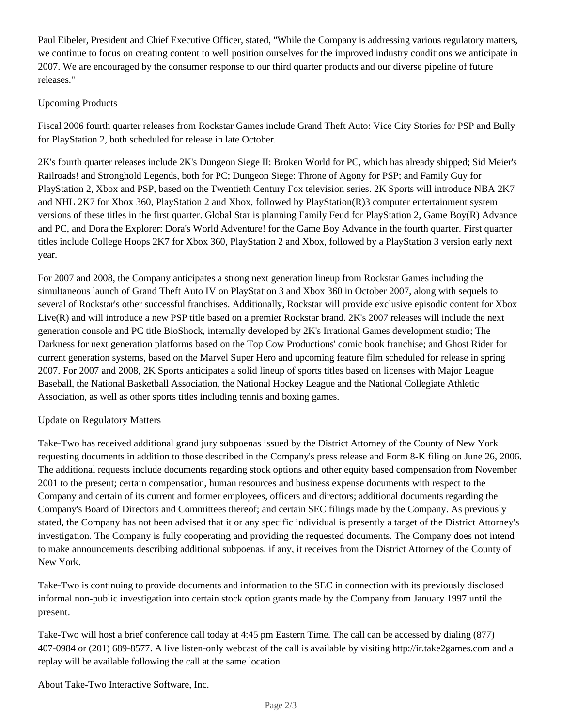Paul Eibeler, President and Chief Executive Officer, stated, "While the Company is addressing various regulatory matters, we continue to focus on creating content to well position ourselves for the improved industry conditions we anticipate in 2007. We are encouraged by the consumer response to our third quarter products and our diverse pipeline of future releases."

## Upcoming Products

Fiscal 2006 fourth quarter releases from Rockstar Games include Grand Theft Auto: Vice City Stories for PSP and Bully for PlayStation 2, both scheduled for release in late October.

2K's fourth quarter releases include 2K's Dungeon Siege II: Broken World for PC, which has already shipped; Sid Meier's Railroads! and Stronghold Legends, both for PC; Dungeon Siege: Throne of Agony for PSP; and Family Guy for PlayStation 2, Xbox and PSP, based on the Twentieth Century Fox television series. 2K Sports will introduce NBA 2K7 and NHL 2K7 for Xbox 360, PlayStation 2 and Xbox, followed by PlayStation(R)3 computer entertainment system versions of these titles in the first quarter. Global Star is planning Family Feud for PlayStation 2, Game Boy(R) Advance and PC, and Dora the Explorer: Dora's World Adventure! for the Game Boy Advance in the fourth quarter. First quarter titles include College Hoops 2K7 for Xbox 360, PlayStation 2 and Xbox, followed by a PlayStation 3 version early next year.

For 2007 and 2008, the Company anticipates a strong next generation lineup from Rockstar Games including the simultaneous launch of Grand Theft Auto IV on PlayStation 3 and Xbox 360 in October 2007, along with sequels to several of Rockstar's other successful franchises. Additionally, Rockstar will provide exclusive episodic content for Xbox Live(R) and will introduce a new PSP title based on a premier Rockstar brand. 2K's 2007 releases will include the next generation console and PC title BioShock, internally developed by 2K's Irrational Games development studio; The Darkness for next generation platforms based on the Top Cow Productions' comic book franchise; and Ghost Rider for current generation systems, based on the Marvel Super Hero and upcoming feature film scheduled for release in spring 2007. For 2007 and 2008, 2K Sports anticipates a solid lineup of sports titles based on licenses with Major League Baseball, the National Basketball Association, the National Hockey League and the National Collegiate Athletic Association, as well as other sports titles including tennis and boxing games.

## Update on Regulatory Matters

Take-Two has received additional grand jury subpoenas issued by the District Attorney of the County of New York requesting documents in addition to those described in the Company's press release and Form 8-K filing on June 26, 2006. The additional requests include documents regarding stock options and other equity based compensation from November 2001 to the present; certain compensation, human resources and business expense documents with respect to the Company and certain of its current and former employees, officers and directors; additional documents regarding the Company's Board of Directors and Committees thereof; and certain SEC filings made by the Company. As previously stated, the Company has not been advised that it or any specific individual is presently a target of the District Attorney's investigation. The Company is fully cooperating and providing the requested documents. The Company does not intend to make announcements describing additional subpoenas, if any, it receives from the District Attorney of the County of New York.

Take-Two is continuing to provide documents and information to the SEC in connection with its previously disclosed informal non-public investigation into certain stock option grants made by the Company from January 1997 until the present.

Take-Two will host a brief conference call today at 4:45 pm Eastern Time. The call can be accessed by dialing (877) 407-0984 or (201) 689-8577. A live listen-only webcast of the call is available by visiting http://ir.take2games.com and a replay will be available following the call at the same location.

## About Take-Two Interactive Software, Inc.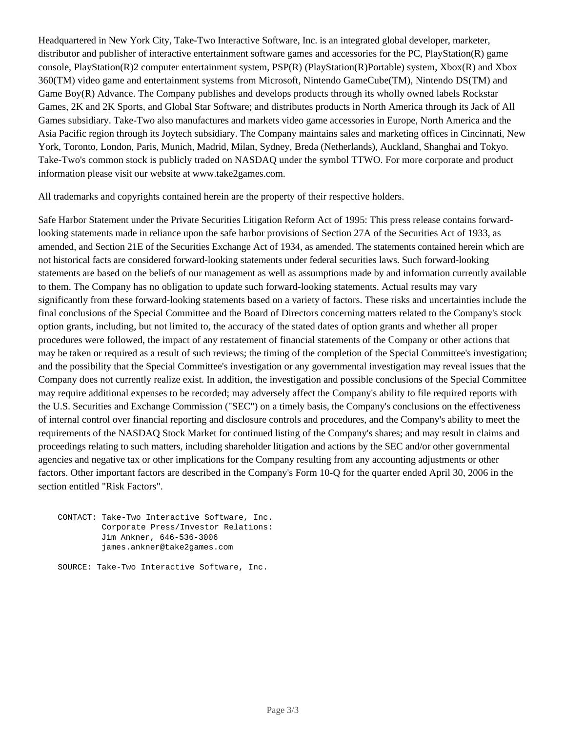Headquartered in New York City, Take-Two Interactive Software, Inc. is an integrated global developer, marketer, distributor and publisher of interactive entertainment software games and accessories for the PC, PlayStation(R) game console, PlayStation(R)2 computer entertainment system, PSP(R) (PlayStation(R)Portable) system, Xbox(R) and Xbox 360(TM) video game and entertainment systems from Microsoft, Nintendo GameCube(TM), Nintendo DS(TM) and Game Boy(R) Advance. The Company publishes and develops products through its wholly owned labels Rockstar Games, 2K and 2K Sports, and Global Star Software; and distributes products in North America through its Jack of All Games subsidiary. Take-Two also manufactures and markets video game accessories in Europe, North America and the Asia Pacific region through its Joytech subsidiary. The Company maintains sales and marketing offices in Cincinnati, New York, Toronto, London, Paris, Munich, Madrid, Milan, Sydney, Breda (Netherlands), Auckland, Shanghai and Tokyo. Take-Two's common stock is publicly traded on NASDAQ under the symbol TTWO. For more corporate and product information please visit our website at www.take2games.com.

All trademarks and copyrights contained herein are the property of their respective holders.

Safe Harbor Statement under the Private Securities Litigation Reform Act of 1995: This press release contains forward-looking statements made in reliance upon the safe harbor provisions of Section 27A of the Securities Act of 1933, as amended, and Section 21E of the Securities Exchange Act of 1934, as amended. The statements contained herein which are not historical facts are considered forward-looking statements under federal securities laws. Such forward-looking statements are based on the beliefs of our management as well as assumptions made by and information currently available to them. The Company has no obligation to update such forward-looking statements. Actual results may vary significantly from these forward-looking statements based on a variety of factors. These risks and uncertainties include the final conclusions of the Special Committee and the Board of Directors concerning matters related to the Company's stock option grants, including, but not limited to, the accuracy of the stated dates of option grants and whether all proper procedures were followed, the impact of any restatement of financial statements of the Company or other actions that may be taken or required as a result of such reviews; the timing of the completion of the Special Committee's investigation; and the possibility that the Special Committee's investigation or any governmental investigation may reveal issues that the Company does not currently realize exist. In addition, the investigation and possible conclusions of the Special Committee may require additional expenses to be recorded; may adversely affect the Company's ability to file required reports with the U.S. Securities and Exchange Commission ("SEC") on a timely basis, the Company's conclusions on the effectiveness of internal control over financial reporting and disclosure controls and procedures, and the Company's ability to meet the requirements of the NASDAQ Stock Market for continued listing of the Company's shares; and may result in claims and proceedings relating to such matters, including shareholder litigation and actions by the SEC and/or other governmental agencies and negative tax or other implications for the Company resulting from any accounting adjustments or other factors. Other important factors are described in the Company's Form 10-Q for the quarter ended April 30, 2006 in the section entitled "Risk Factors".

```
CONTACT: Take-Two Interactive Software, Inc.
         Corporate Press/Investor Relations:
         Jim Ankner, 646-536-3006
         james.ankner@take2games.com

SOURCE: Take-Two Interactive Software, Inc.
```